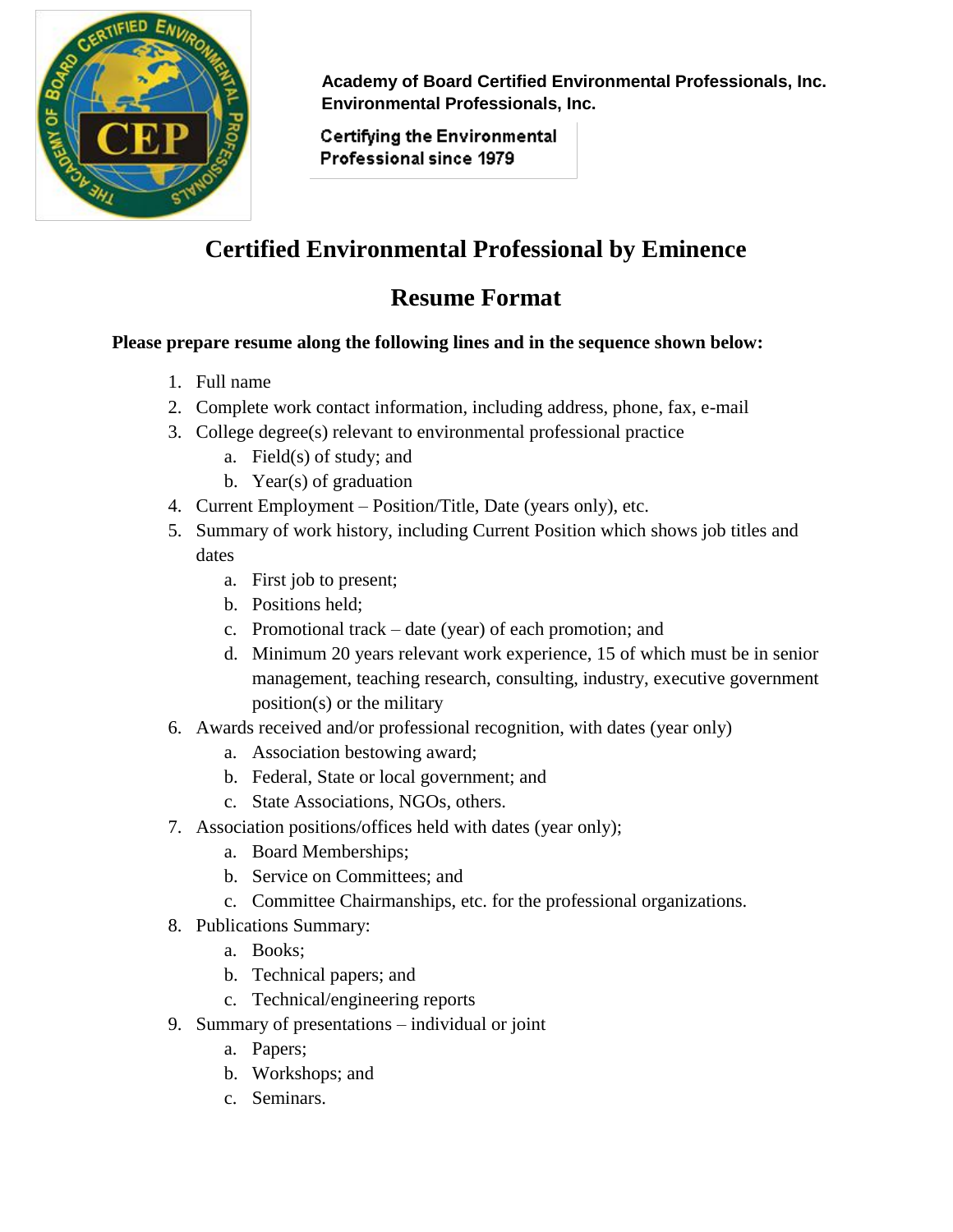**Academy of Board Certified Environmental Professionals, Inc.**
**Environmental Professionals, Inc.**

**Certifying the Environmental Professional since 1979**

# Certified Environmental Professional by Eminence

## Resume Format

**Please prepare resume along the following lines and in the sequence shown below:**

1. Full name
2. Complete work contact information, including address, phone, fax, e-mail
3. College degree(s) relevant to environmental professional practice
   a. Field(s) of study; and
   b. Year(s) of graduation
4. Current Employment – Position/Title, Date (years only), etc.
5. Summary of work history, including Current Position which shows job titles and dates
   a. First job to present;
   b. Positions held;
   c. Promotional track – date (year) of each promotion; and
   d. Minimum 20 years relevant work experience, 15 of which must be in senior management, teaching research, consulting, industry, executive government position(s) or the military
6. Awards received and/or professional recognition, with dates (year only)
   a. Association bestowing award;
   b. Federal, State or local government; and
   c. State Associations, NGOs, others.
7. Association positions/offices held with dates (year only);
   a. Board Memberships;
   b. Service on Committees; and
   c. Committee Chairmanships, etc. for the professional organizations.
8. Publications Summary:
   a. Books;
   b. Technical papers; and
   c. Technical/engineering reports
9. Summary of presentations – individual or joint
   a. Papers;
   b. Workshops; and
   c. Seminars.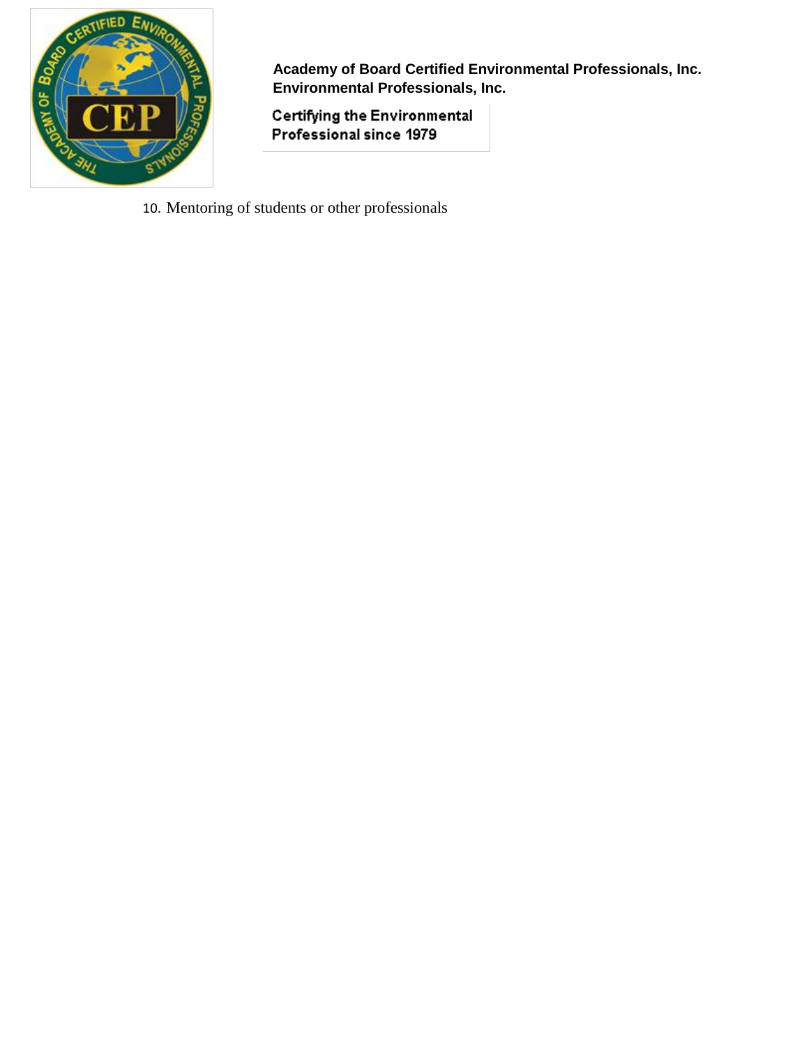**Academy of Board Certified Environmental Professionals, Inc.**
**Environmental Professionals, Inc.**

**Certifying the Environmental Professional since 1979**

10. Mentoring of students or other professionals